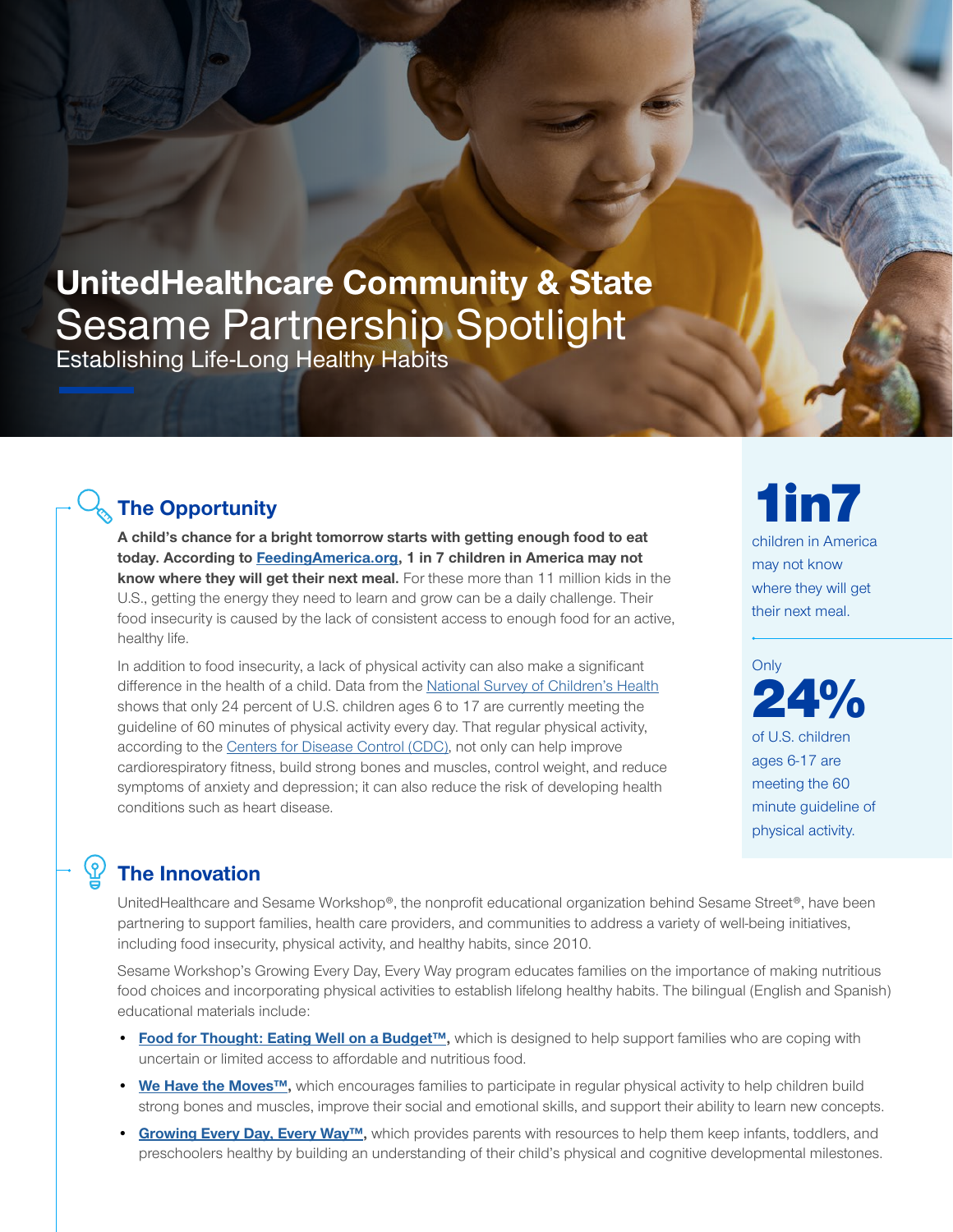# UnitedHealthcare Community & State

## Sesame Partnership Spotlight

Establishing Life-Long Healthy Habits

## The Opportunity

**A child's chance for a bright tomorrow starts with getting enough food to eat today. According to FeedingAmerica.org, 1 in 7 children in America may not know where they will get their next meal.** For these more than 11 million kids in the U.S., getting the energy they need to learn and grow can be a daily challenge. Their food insecurity is caused by the lack of consistent access to enough food for an active, healthy life.

In addition to food insecurity, a lack of physical activity can also make a significant difference in the health of a child. Data from the National Survey of Children's Health shows that only 24 percent of U.S. children ages 6 to 17 are currently meeting the guideline of 60 minutes of physical activity every day. That regular physical activity, according to the Centers for Disease Control (CDC), not only can help improve cardiorespiratory fitness, build strong bones and muscles, control weight, and reduce symptoms of anxiety and depression; it can also reduce the risk of developing health conditions such as heart disease.

**1in7**
children in America may not know where they will get their next meal.

Only
**24%**
of U.S. children ages 6-17 are meeting the 60 minute guideline of physical activity.

## The Innovation

UnitedHealthcare and Sesame Workshop®, the nonprofit educational organization behind Sesame Street®, have been partnering to support families, health care providers, and communities to address a variety of well-being initiatives, including food insecurity, physical activity, and healthy habits, since 2010.

Sesame Workshop's Growing Every Day, Every Way program educates families on the importance of making nutritious food choices and incorporating physical activities to establish lifelong healthy habits. The bilingual (English and Spanish) educational materials include:

- **Food for Thought: Eating Well on a Budget™,** which is designed to help support families who are coping with uncertain or limited access to affordable and nutritious food.
- **We Have the Moves™,** which encourages families to participate in regular physical activity to help children build strong bones and muscles, improve their social and emotional skills, and support their ability to learn new concepts.
- **Growing Every Day, Every Way™,** which provides parents with resources to help them keep infants, toddlers, and preschoolers healthy by building an understanding of their child's physical and cognitive developmental milestones.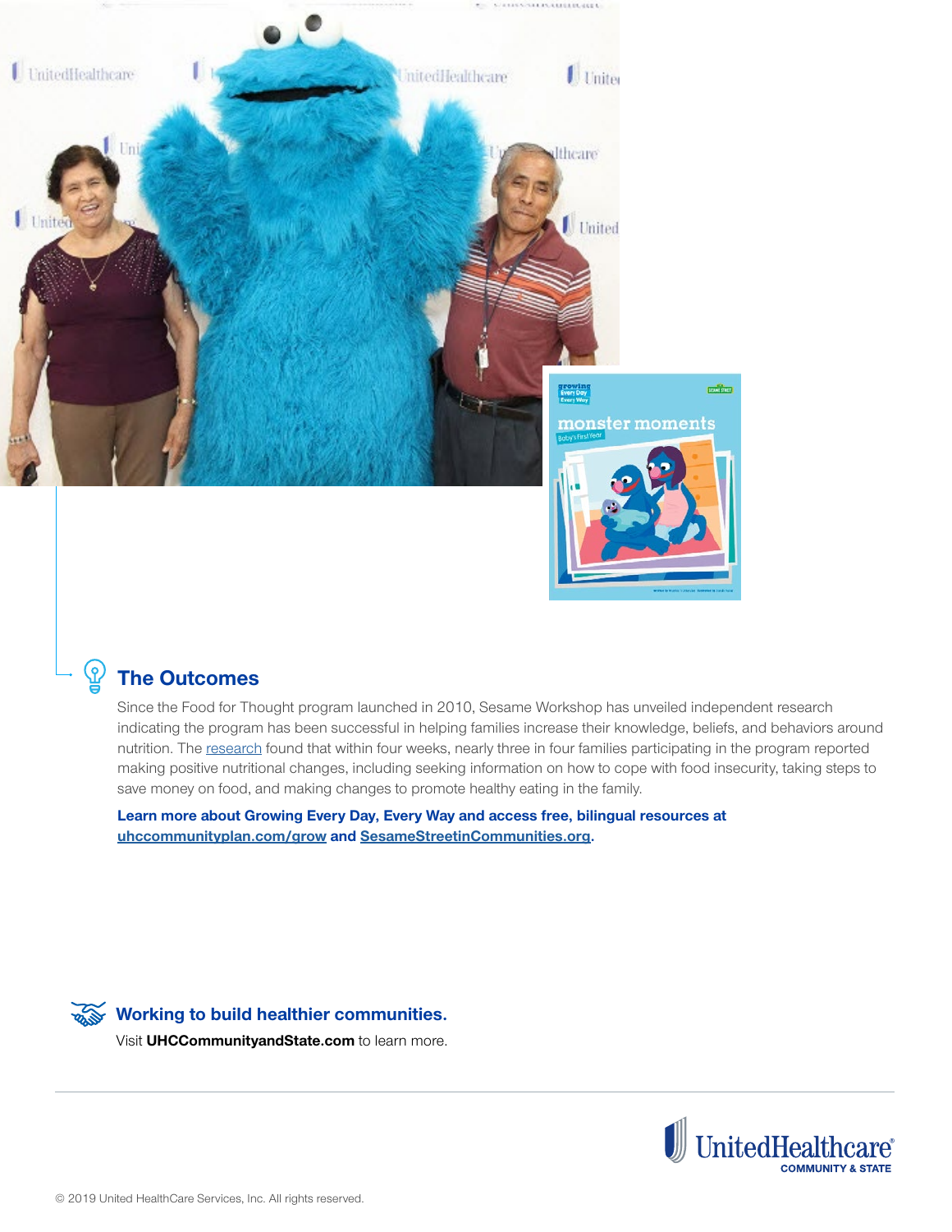## The Outcomes

Since the Food for Thought program launched in 2010, Sesame Workshop has unveiled independent research indicating the program has been successful in helping families increase their knowledge, beliefs, and behaviors around nutrition. The research found that within four weeks, nearly three in four families participating in the program reported making positive nutritional changes, including seeking information on how to cope with food insecurity, taking steps to save money on food, and making changes to promote healthy eating in the family.

**Learn more about Growing Every Day, Every Way and access free, bilingual resources at uhccommunityplan.com/grow and SesameStreetinCommunities.org.**

**Working to build healthier communities.**

Visit **UHCCommunityandState.com** to learn more.

UnitedHealthcare COMMUNITY & STATE

© 2019 United HealthCare Services, Inc. All rights reserved.